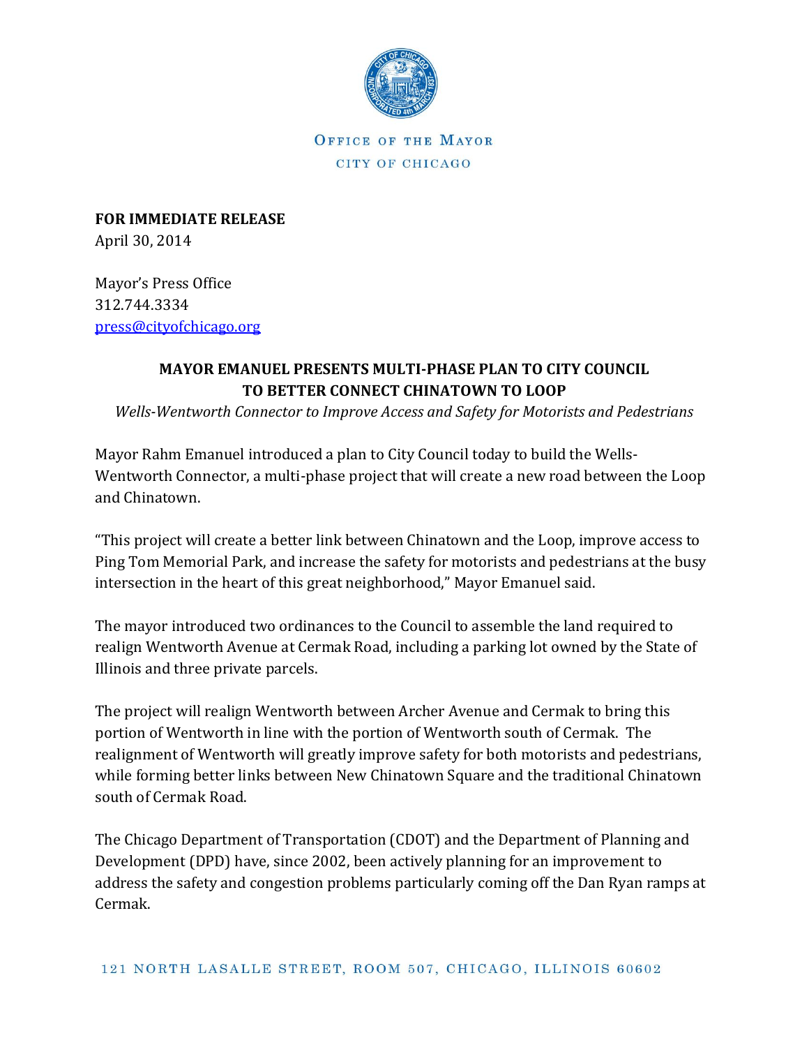OFFICE OF THE MAYOR
CITY OF CHICAGO

**FOR IMMEDIATE RELEASE**
April 30, 2014

Mayor's Press Office
312.744.3334
press@cityofchicago.org

**MAYOR EMANUEL PRESENTS MULTI-PHASE PLAN TO CITY COUNCIL TO BETTER CONNECT CHINATOWN TO LOOP**

*Wells-Wentworth Connector to Improve Access and Safety for Motorists and Pedestrians*

Mayor Rahm Emanuel introduced a plan to City Council today to build the Wells-Wentworth Connector, a multi-phase project that will create a new road between the Loop and Chinatown.

"This project will create a better link between Chinatown and the Loop, improve access to Ping Tom Memorial Park, and increase the safety for motorists and pedestrians at the busy intersection in the heart of this great neighborhood," Mayor Emanuel said.

The mayor introduced two ordinances to the Council to assemble the land required to realign Wentworth Avenue at Cermak Road, including a parking lot owned by the State of Illinois and three private parcels.

The project will realign Wentworth between Archer Avenue and Cermak to bring this portion of Wentworth in line with the portion of Wentworth south of Cermak. The realignment of Wentworth will greatly improve safety for both motorists and pedestrians, while forming better links between New Chinatown Square and the traditional Chinatown south of Cermak Road.

The Chicago Department of Transportation (CDOT) and the Department of Planning and Development (DPD) have, since 2002, been actively planning for an improvement to address the safety and congestion problems particularly coming off the Dan Ryan ramps at Cermak.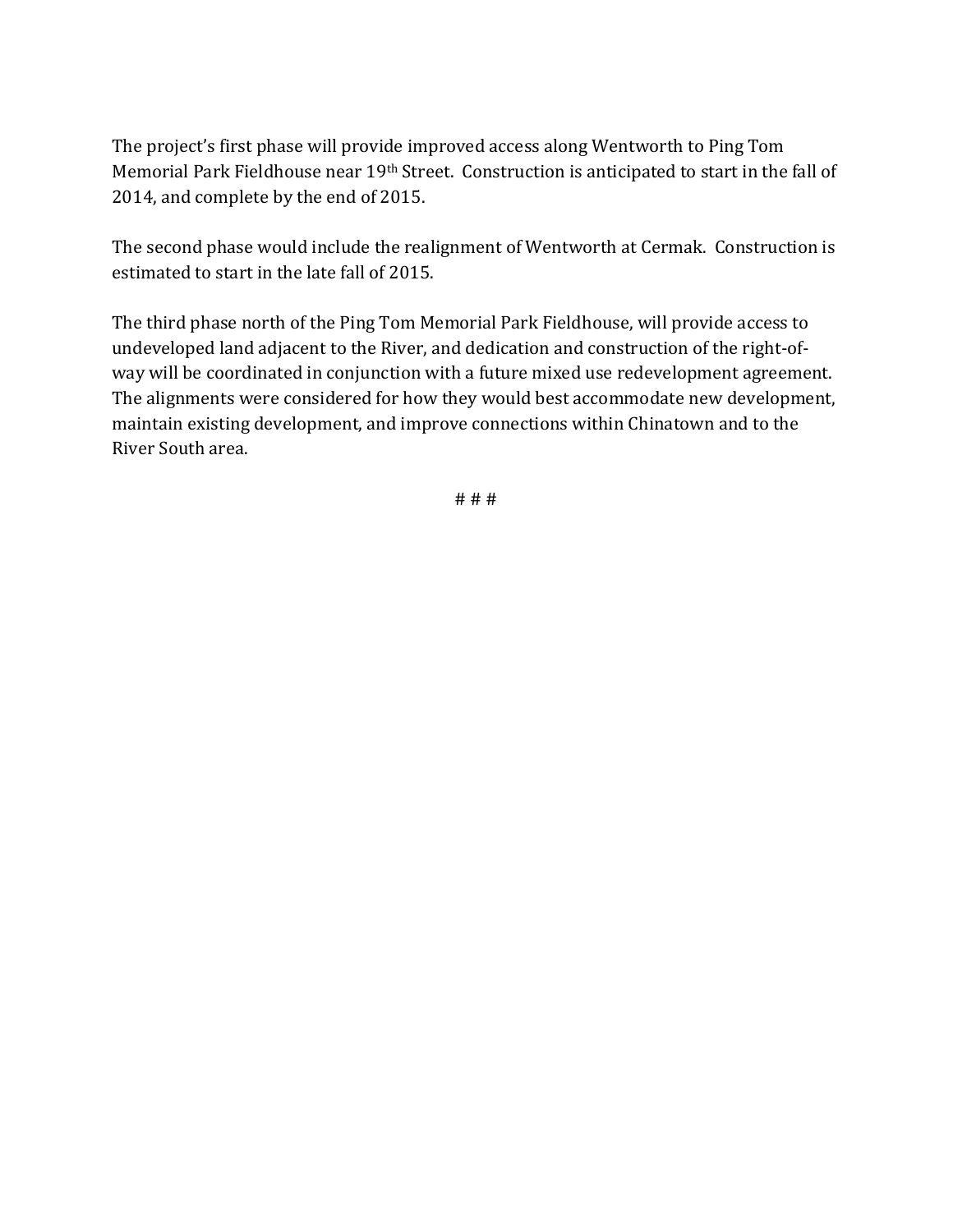The project's first phase will provide improved access along Wentworth to Ping Tom Memorial Park Fieldhouse near 19th Street. Construction is anticipated to start in the fall of 2014, and complete by the end of 2015.

The second phase would include the realignment of Wentworth at Cermak. Construction is estimated to start in the late fall of 2015.

The third phase north of the Ping Tom Memorial Park Fieldhouse, will provide access to undeveloped land adjacent to the River, and dedication and construction of the right-of-way will be coordinated in conjunction with a future mixed use redevelopment agreement. The alignments were considered for how they would best accommodate new development, maintain existing development, and improve connections within Chinatown and to the River South area.

# # #